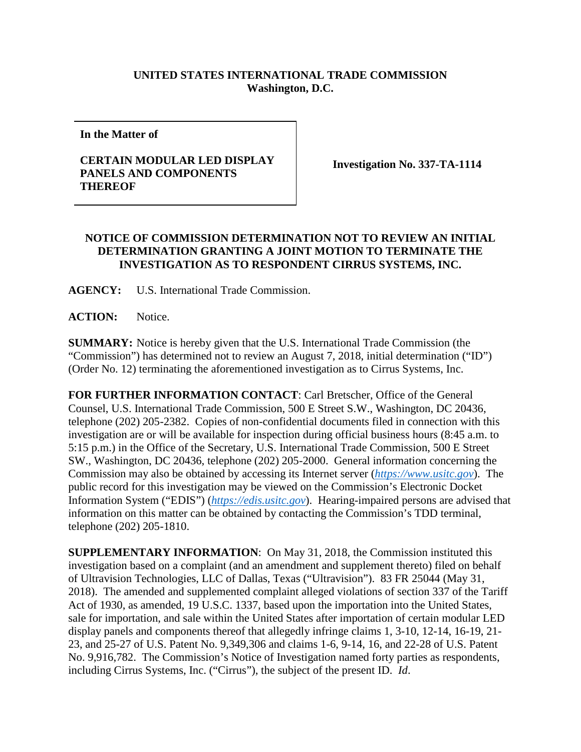**UNITED STATES INTERNATIONAL TRADE COMMISSION**
**Washington, D.C.**

| **In the Matter of** **CERTAIN MODULAR LED DISPLAY PANELS AND COMPONENTS THEREOF** | **Investigation No. 337-TA-1114** |
|---|---|

**NOTICE OF COMMISSION DETERMINATION NOT TO REVIEW AN INITIAL DETERMINATION GRANTING A JOINT MOTION TO TERMINATE THE INVESTIGATION AS TO RESPONDENT CIRRUS SYSTEMS, INC.**

**AGENCY:** U.S. International Trade Commission.

**ACTION:** Notice.

**SUMMARY:** Notice is hereby given that the U.S. International Trade Commission (the "Commission") has determined not to review an August 7, 2018, initial determination ("ID") (Order No. 12) terminating the aforementioned investigation as to Cirrus Systems, Inc.

**FOR FURTHER INFORMATION CONTACT**: Carl Bretscher, Office of the General Counsel, U.S. International Trade Commission, 500 E Street S.W., Washington, DC 20436, telephone (202) 205-2382. Copies of non-confidential documents filed in connection with this investigation are or will be available for inspection during official business hours (8:45 a.m. to 5:15 p.m.) in the Office of the Secretary, U.S. International Trade Commission, 500 E Street SW., Washington, DC 20436, telephone (202) 205-2000. General information concerning the Commission may also be obtained by accessing its Internet server (*https://www.usitc.gov*). The public record for this investigation may be viewed on the Commission's Electronic Docket Information System ("EDIS") (*https://edis.usitc.gov*). Hearing-impaired persons are advised that information on this matter can be obtained by contacting the Commission's TDD terminal, telephone (202) 205-1810.

**SUPPLEMENTARY INFORMATION**: On May 31, 2018, the Commission instituted this investigation based on a complaint (and an amendment and supplement thereto) filed on behalf of Ultravision Technologies, LLC of Dallas, Texas ("Ultravision"). 83 FR 25044 (May 31, 2018). The amended and supplemented complaint alleged violations of section 337 of the Tariff Act of 1930, as amended, 19 U.S.C. 1337, based upon the importation into the United States, sale for importation, and sale within the United States after importation of certain modular LED display panels and components thereof that allegedly infringe claims 1, 3-10, 12-14, 16-19, 21-23, and 25-27 of U.S. Patent No. 9,349,306 and claims 1-6, 9-14, 16, and 22-28 of U.S. Patent No. 9,916,782. The Commission's Notice of Investigation named forty parties as respondents, including Cirrus Systems, Inc. ("Cirrus"), the subject of the present ID. *Id*.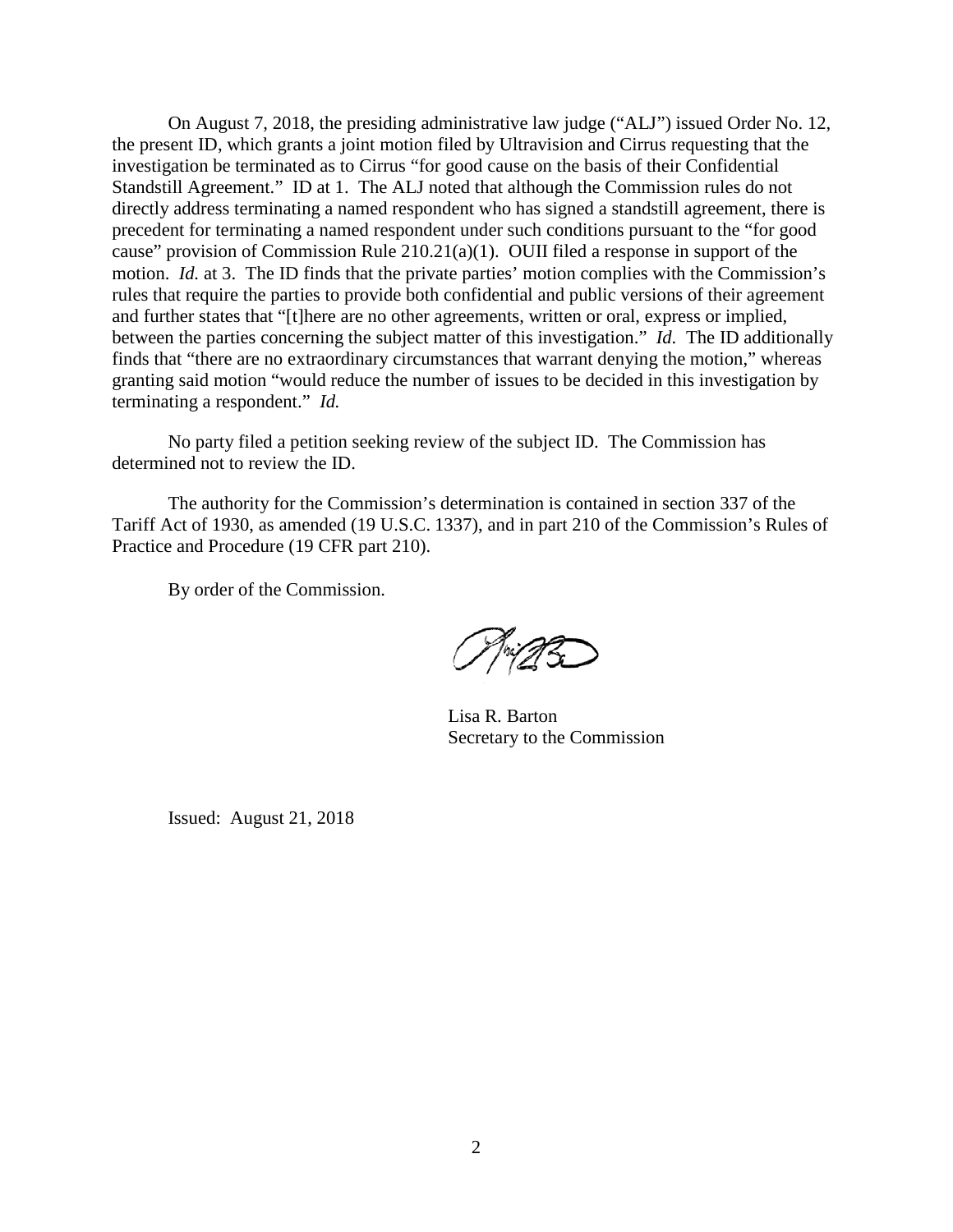On August 7, 2018, the presiding administrative law judge ("ALJ") issued Order No. 12, the present ID, which grants a joint motion filed by Ultravision and Cirrus requesting that the investigation be terminated as to Cirrus "for good cause on the basis of their Confidential Standstill Agreement." ID at 1. The ALJ noted that although the Commission rules do not directly address terminating a named respondent who has signed a standstill agreement, there is precedent for terminating a named respondent under such conditions pursuant to the "for good cause" provision of Commission Rule 210.21(a)(1). OUII filed a response in support of the motion. *Id.* at 3. The ID finds that the private parties' motion complies with the Commission's rules that require the parties to provide both confidential and public versions of their agreement and further states that "[t]here are no other agreements, written or oral, express or implied, between the parties concerning the subject matter of this investigation." *Id*. The ID additionally finds that "there are no extraordinary circumstances that warrant denying the motion," whereas granting said motion "would reduce the number of issues to be decided in this investigation by terminating a respondent." *Id.*

No party filed a petition seeking review of the subject ID. The Commission has determined not to review the ID.

The authority for the Commission's determination is contained in section 337 of the Tariff Act of 1930, as amended (19 U.S.C. 1337), and in part 210 of the Commission's Rules of Practice and Procedure (19 CFR part 210).

By order of the Commission.

Lisa R. Barton
Secretary to the Commission

Issued: August 21, 2018